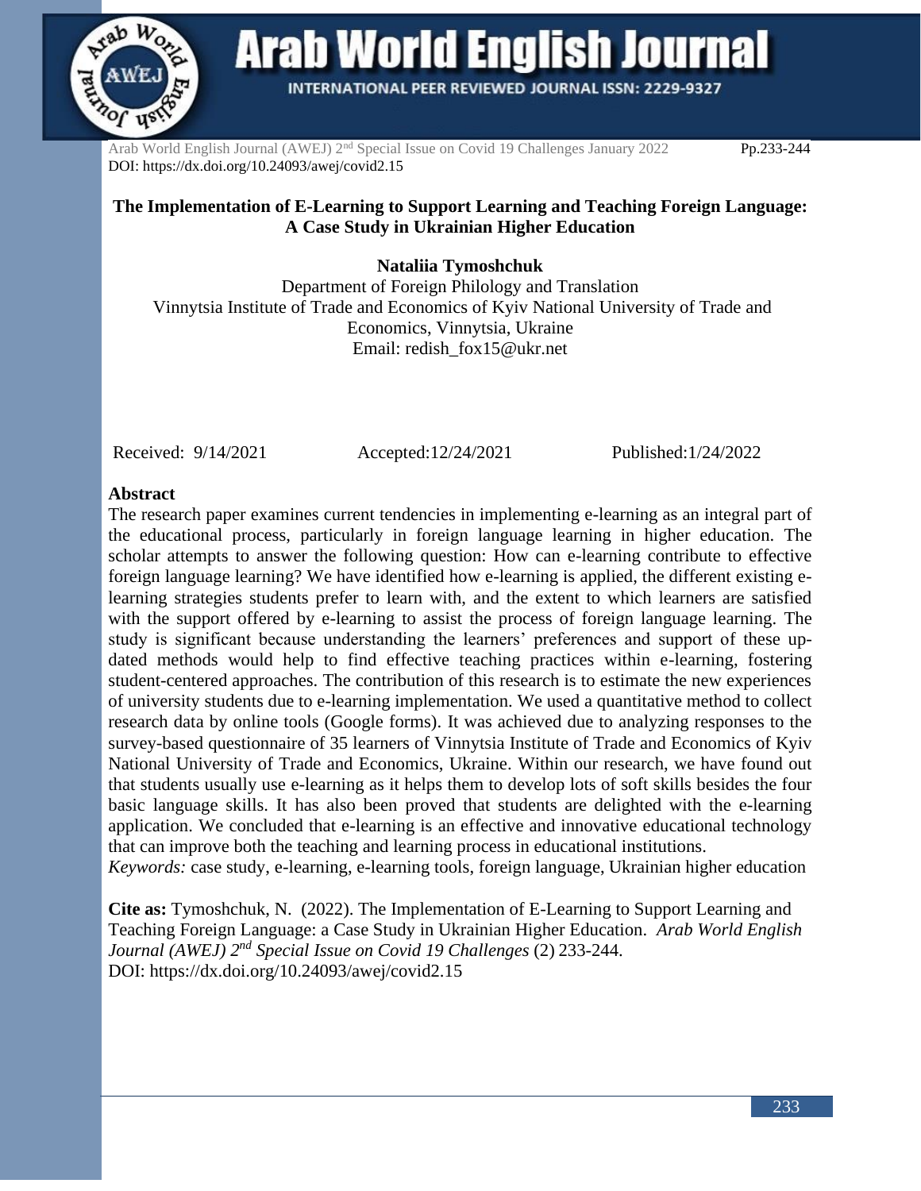# The Implementation of E-Learning to Support Learning and Teaching Foreign Language: A Case Study in Ukrainian Higher Education

**Nataliia Tymoshchuk**

Department of Foreign Philology and Translation
Vinnytsia Institute of Trade and Economics of Kyiv National University of Trade and Economics, Vinnytsia, Ukraine
Email: redish_fox15@ukr.net

Received: 9/14/2021 Accepted:12/24/2021 Published:1/24/2022

## Abstract

The research paper examines current tendencies in implementing e-learning as an integral part of the educational process, particularly in foreign language learning in higher education. The scholar attempts to answer the following question: How can e-learning contribute to effective foreign language learning? We have identified how e-learning is applied, the different existing e-learning strategies students prefer to learn with, and the extent to which learners are satisfied with the support offered by e-learning to assist the process of foreign language learning. The study is significant because understanding the learners' preferences and support of these up-dated methods would help to find effective teaching practices within e-learning, fostering student-centered approaches. The contribution of this research is to estimate the new experiences of university students due to e-learning implementation. We used a quantitative method to collect research data by online tools (Google forms). It was achieved due to analyzing responses to the survey-based questionnaire of 35 learners of Vinnytsia Institute of Trade and Economics of Kyiv National University of Trade and Economics, Ukraine. Within our research, we have found out that students usually use e-learning as it helps them to develop lots of soft skills besides the four basic language skills. It has also been proved that students are delighted with the e-learning application. We concluded that e-learning is an effective and innovative educational technology that can improve both the teaching and learning process in educational institutions.

*Keywords:* case study, e-learning, e-learning tools, foreign language, Ukrainian higher education

**Cite as:** Tymoshchuk, N. (2022). The Implementation of E-Learning to Support Learning and Teaching Foreign Language: a Case Study in Ukrainian Higher Education. *Arab World English Journal (AWEJ) 2nd Special Issue on Covid 19 Challenges* (2) 233-244.
DOI: https://dx.doi.org/10.24093/awej/covid2.15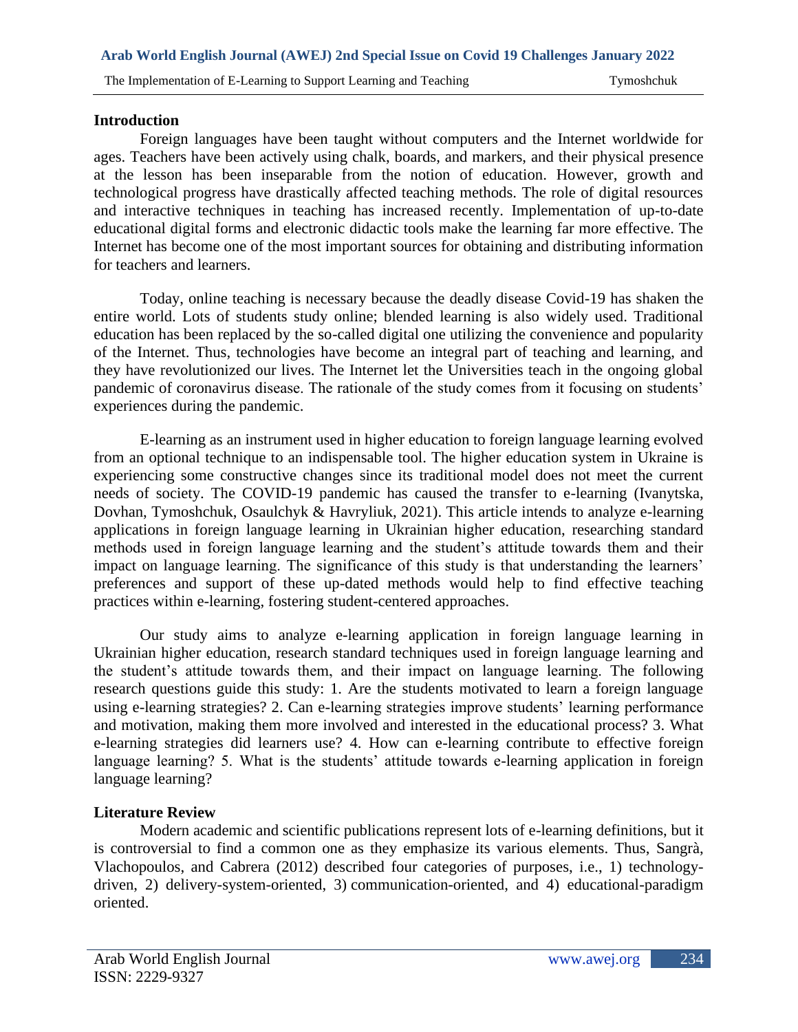## Introduction

Foreign languages have been taught without computers and the Internet worldwide for ages. Teachers have been actively using chalk, boards, and markers, and their physical presence at the lesson has been inseparable from the notion of education. However, growth and technological progress have drastically affected teaching methods. The role of digital resources and interactive techniques in teaching has increased recently. Implementation of up-to-date educational digital forms and electronic didactic tools make the learning far more effective. The Internet has become one of the most important sources for obtaining and distributing information for teachers and learners.

Today, online teaching is necessary because the deadly disease Covid-19 has shaken the entire world. Lots of students study online; blended learning is also widely used. Traditional education has been replaced by the so-called digital one utilizing the convenience and popularity of the Internet. Thus, technologies have become an integral part of teaching and learning, and they have revolutionized our lives. The Internet let the Universities teach in the ongoing global pandemic of coronavirus disease. The rationale of the study comes from it focusing on students' experiences during the pandemic.

E-learning as an instrument used in higher education to foreign language learning evolved from an optional technique to an indispensable tool. The higher education system in Ukraine is experiencing some constructive changes since its traditional model does not meet the current needs of society. The COVID-19 pandemic has caused the transfer to e-learning (Ivanytska, Dovhan, Tymoshchuk, Osaulchyk & Havryliuk, 2021). This article intends to analyze e-learning applications in foreign language learning in Ukrainian higher education, researching standard methods used in foreign language learning and the student's attitude towards them and their impact on language learning. The significance of this study is that understanding the learners' preferences and support of these up-dated methods would help to find effective teaching practices within e-learning, fostering student-centered approaches.

Our study aims to analyze e-learning application in foreign language learning in Ukrainian higher education, research standard techniques used in foreign language learning and the student's attitude towards them, and their impact on language learning. The following research questions guide this study: 1. Are the students motivated to learn a foreign language using e-learning strategies? 2. Can e-learning strategies improve students' learning performance and motivation, making them more involved and interested in the educational process? 3. What e-learning strategies did learners use? 4. How can e-learning contribute to effective foreign language learning? 5. What is the students' attitude towards e-learning application in foreign language learning?

## Literature Review

Modern academic and scientific publications represent lots of e-learning definitions, but it is controversial to find a common one as they emphasize its various elements. Thus, Sangrà, Vlachopoulos, and Cabrera (2012) described four categories of purposes, i.e., 1) technology-driven, 2) delivery-system-oriented, 3) communication-oriented, and 4) educational-paradigm oriented.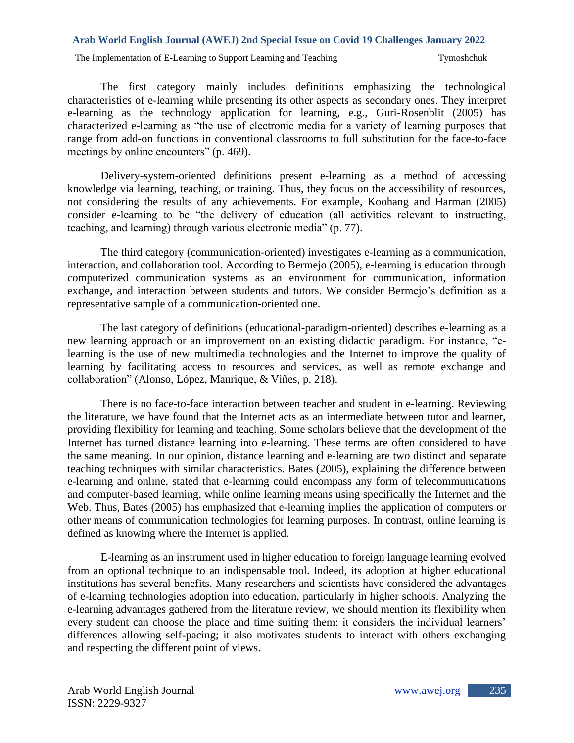The first category mainly includes definitions emphasizing the technological characteristics of e-learning while presenting its other aspects as secondary ones. They interpret e-learning as the technology application for learning, e.g., Guri-Rosenblit (2005) has characterized e-learning as "the use of electronic media for a variety of learning purposes that range from add-on functions in conventional classrooms to full substitution for the face-to-face meetings by online encounters" (p. 469).

Delivery-system-oriented definitions present e-learning as a method of accessing knowledge via learning, teaching, or training. Thus, they focus on the accessibility of resources, not considering the results of any achievements. For example, Koohang and Harman (2005) consider e-learning to be "the delivery of education (all activities relevant to instructing, teaching, and learning) through various electronic media" (p. 77).

The third category (communication-oriented) investigates e-learning as a communication, interaction, and collaboration tool. According to Bermejo (2005), e-learning is education through computerized communication systems as an environment for communication, information exchange, and interaction between students and tutors. We consider Bermejo's definition as a representative sample of a communication-oriented one.

The last category of definitions (educational-paradigm-oriented) describes e-learning as a new learning approach or an improvement on an existing didactic paradigm. For instance, "e-learning is the use of new multimedia technologies and the Internet to improve the quality of learning by facilitating access to resources and services, as well as remote exchange and collaboration" (Alonso, López, Manrique, & Viñes, p. 218).

There is no face-to-face interaction between teacher and student in e-learning. Reviewing the literature, we have found that the Internet acts as an intermediate between tutor and learner, providing flexibility for learning and teaching. Some scholars believe that the development of the Internet has turned distance learning into e-learning. These terms are often considered to have the same meaning. In our opinion, distance learning and e-learning are two distinct and separate teaching techniques with similar characteristics. Bates (2005), explaining the difference between e-learning and online, stated that e-learning could encompass any form of telecommunications and computer-based learning, while online learning means using specifically the Internet and the Web. Thus, Bates (2005) has emphasized that e-learning implies the application of computers or other means of communication technologies for learning purposes. In contrast, online learning is defined as knowing where the Internet is applied.

E-learning as an instrument used in higher education to foreign language learning evolved from an optional technique to an indispensable tool. Indeed, its adoption at higher educational institutions has several benefits. Many researchers and scientists have considered the advantages of e-learning technologies adoption into education, particularly in higher schools. Analyzing the e-learning advantages gathered from the literature review, we should mention its flexibility when every student can choose the place and time suiting them; it considers the individual learners' differences allowing self-pacing; it also motivates students to interact with others exchanging and respecting the different point of views.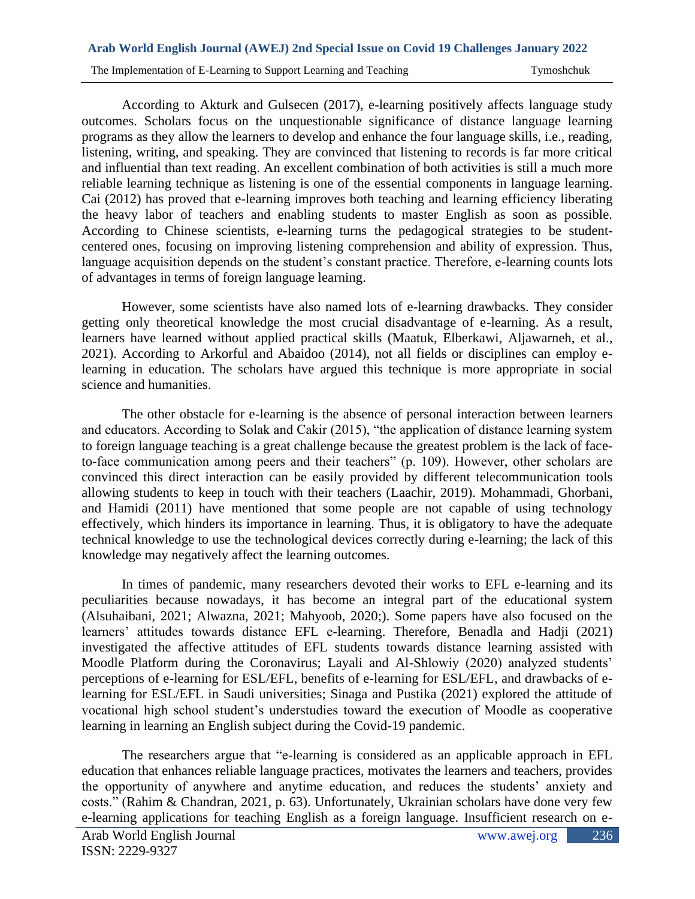According to Akturk and Gulsecen (2017), e-learning positively affects language study outcomes. Scholars focus on the unquestionable significance of distance language learning programs as they allow the learners to develop and enhance the four language skills, i.e., reading, listening, writing, and speaking. They are convinced that listening to records is far more critical and influential than text reading. An excellent combination of both activities is still a much more reliable learning technique as listening is one of the essential components in language learning. Cai (2012) has proved that e-learning improves both teaching and learning efficiency liberating the heavy labor of teachers and enabling students to master English as soon as possible. According to Chinese scientists, e-learning turns the pedagogical strategies to be student-centered ones, focusing on improving listening comprehension and ability of expression. Thus, language acquisition depends on the student's constant practice. Therefore, e-learning counts lots of advantages in terms of foreign language learning.

However, some scientists have also named lots of e-learning drawbacks. They consider getting only theoretical knowledge the most crucial disadvantage of e-learning. As a result, learners have learned without applied practical skills (Maatuk, Elberkawi, Aljawarneh, et al., 2021). According to Arkorful and Abaidoo (2014), not all fields or disciplines can employ e-learning in education. The scholars have argued this technique is more appropriate in social science and humanities.

The other obstacle for e-learning is the absence of personal interaction between learners and educators. According to Solak and Cakir (2015), "the application of distance learning system to foreign language teaching is a great challenge because the greatest problem is the lack of face-to-face communication among peers and their teachers" (p. 109). However, other scholars are convinced this direct interaction can be easily provided by different telecommunication tools allowing students to keep in touch with their teachers (Laachir, 2019). Mohammadi, Ghorbani, and Hamidi (2011) have mentioned that some people are not capable of using technology effectively, which hinders its importance in learning. Thus, it is obligatory to have the adequate technical knowledge to use the technological devices correctly during e-learning; the lack of this knowledge may negatively affect the learning outcomes.

In times of pandemic, many researchers devoted their works to EFL e-learning and its peculiarities because nowadays, it has become an integral part of the educational system (Alsuhaibani, 2021; Alwazna, 2021; Mahyoob, 2020;). Some papers have also focused on the learners' attitudes towards distance EFL e-learning. Therefore, Benadla and Hadji (2021) investigated the affective attitudes of EFL students towards distance learning assisted with Moodle Platform during the Coronavirus; Layali and Al-Shlowiy (2020) analyzed students' perceptions of e-learning for ESL/EFL, benefits of e-learning for ESL/EFL, and drawbacks of e-learning for ESL/EFL in Saudi universities; Sinaga and Pustika (2021) explored the attitude of vocational high school student's understudies toward the execution of Moodle as cooperative learning in learning an English subject during the Covid-19 pandemic.

The researchers argue that "e-learning is considered as an applicable approach in EFL education that enhances reliable language practices, motivates the learners and teachers, provides the opportunity of anywhere and anytime education, and reduces the students' anxiety and costs." (Rahim & Chandran, 2021, p. 63). Unfortunately, Ukrainian scholars have done very few e-learning applications for teaching English as a foreign language. Insufficient research on e-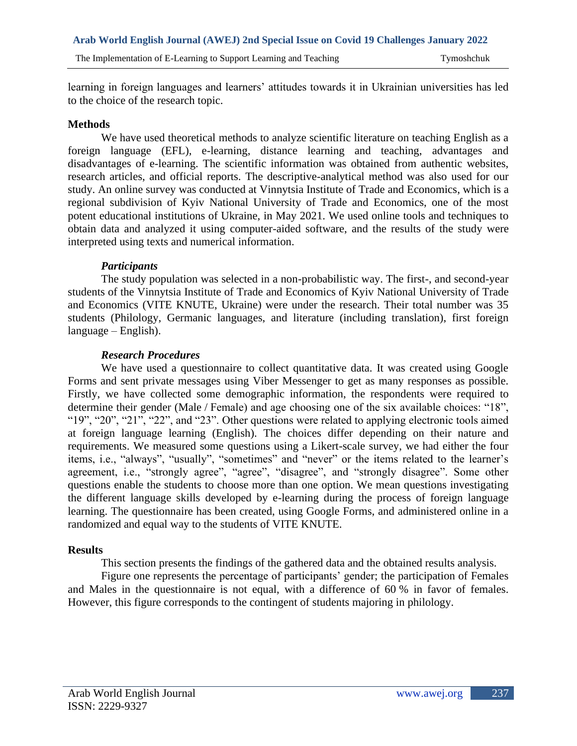learning in foreign languages and learners' attitudes towards it in Ukrainian universities has led to the choice of the research topic.

## Methods

We have used theoretical methods to analyze scientific literature on teaching English as a foreign language (EFL), e-learning, distance learning and teaching, advantages and disadvantages of e-learning. The scientific information was obtained from authentic websites, research articles, and official reports. The descriptive-analytical method was also used for our study. An online survey was conducted at Vinnytsia Institute of Trade and Economics, which is a regional subdivision of Kyiv National University of Trade and Economics, one of the most potent educational institutions of Ukraine, in May 2021. We used online tools and techniques to obtain data and analyzed it using computer-aided software, and the results of the study were interpreted using texts and numerical information.

### *Participants*

The study population was selected in a non-probabilistic way. The first-, and second-year students of the Vinnytsia Institute of Trade and Economics of Kyiv National University of Trade and Economics (VITE KNUTE, Ukraine) were under the research. Their total number was 35 students (Philology, Germanic languages, and literature (including translation), first foreign language – English).

### *Research Procedures*

We have used a questionnaire to collect quantitative data. It was created using Google Forms and sent private messages using Viber Messenger to get as many responses as possible. Firstly, we have collected some demographic information, the respondents were required to determine their gender (Male / Female) and age choosing one of the six available choices: "18", "19", "20", "21", "22", and "23". Other questions were related to applying electronic tools aimed at foreign language learning (English). The choices differ depending on their nature and requirements. We measured some questions using a Likert-scale survey, we had either the four items, i.e., "always", "usually", "sometimes" and "never" or the items related to the learner's agreement, i.e., "strongly agree", "agree", "disagree", and "strongly disagree". Some other questions enable the students to choose more than one option. We mean questions investigating the different language skills developed by e-learning during the process of foreign language learning. The questionnaire has been created, using Google Forms, and administered online in a randomized and equal way to the students of VITE KNUTE.

## Results

This section presents the findings of the gathered data and the obtained results analysis.

Figure one represents the percentage of participants' gender; the participation of Females and Males in the questionnaire is not equal, with a difference of 60 % in favor of females. However, this figure corresponds to the contingent of students majoring in philology.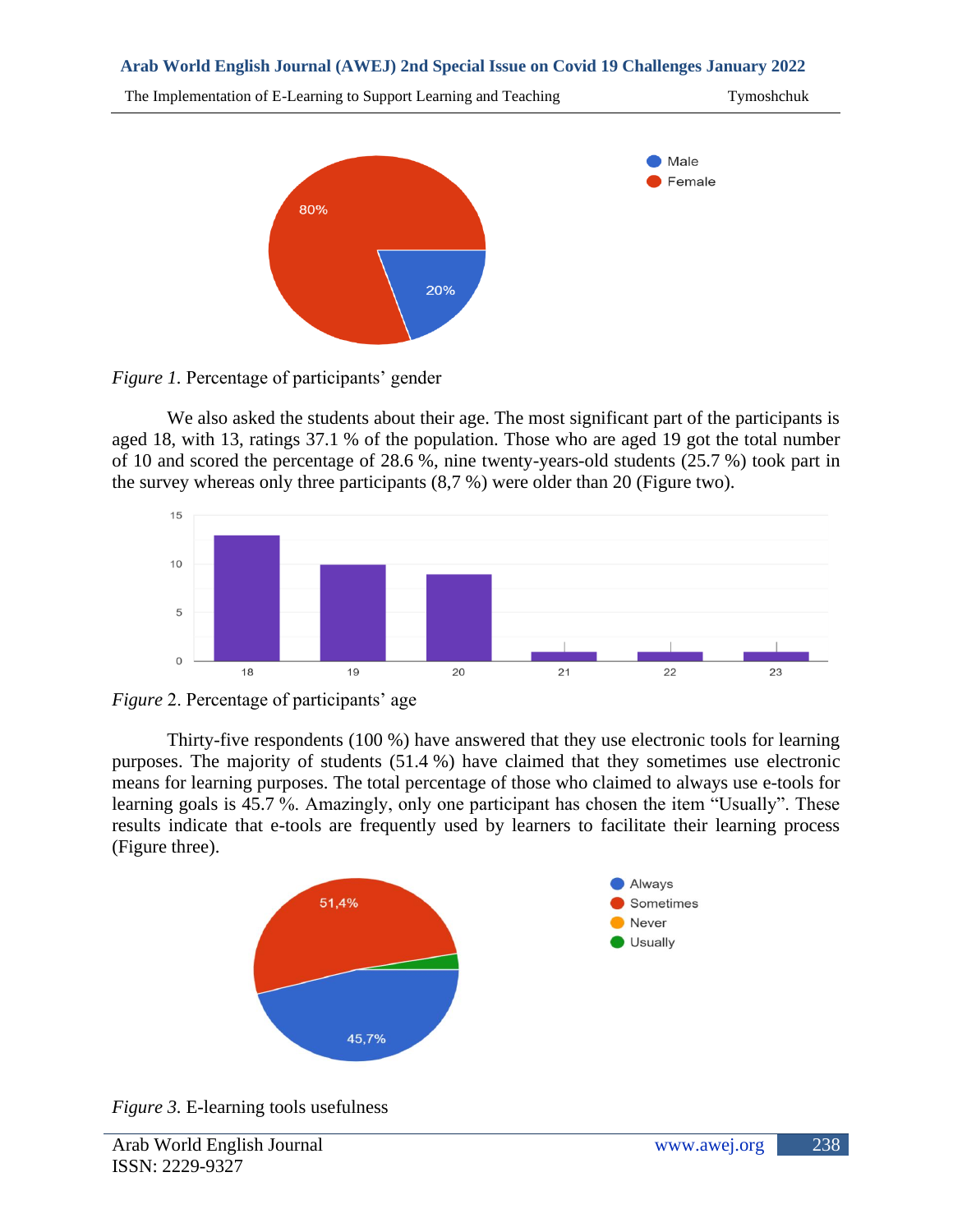*Figure 1.* Percentage of participants' gender

We also asked the students about their age. The most significant part of the participants is aged 18, with 13, ratings 37.1 % of the population. Those who are aged 19 got the total number of 10 and scored the percentage of 28.6 %, nine twenty-years-old students (25.7 %) took part in the survey whereas only three participants (8,7 %) were older than 20 (Figure two).

*Figure* 2. Percentage of participants' age

Thirty-five respondents (100 %) have answered that they use electronic tools for learning purposes. The majority of students (51.4 %) have claimed that they sometimes use electronic means for learning purposes. The total percentage of those who claimed to always use e-tools for learning goals is 45.7 %. Amazingly, only one participant has chosen the item "Usually". These results indicate that e-tools are frequently used by learners to facilitate their learning process (Figure three).

*Figure 3.* E-learning tools usefulness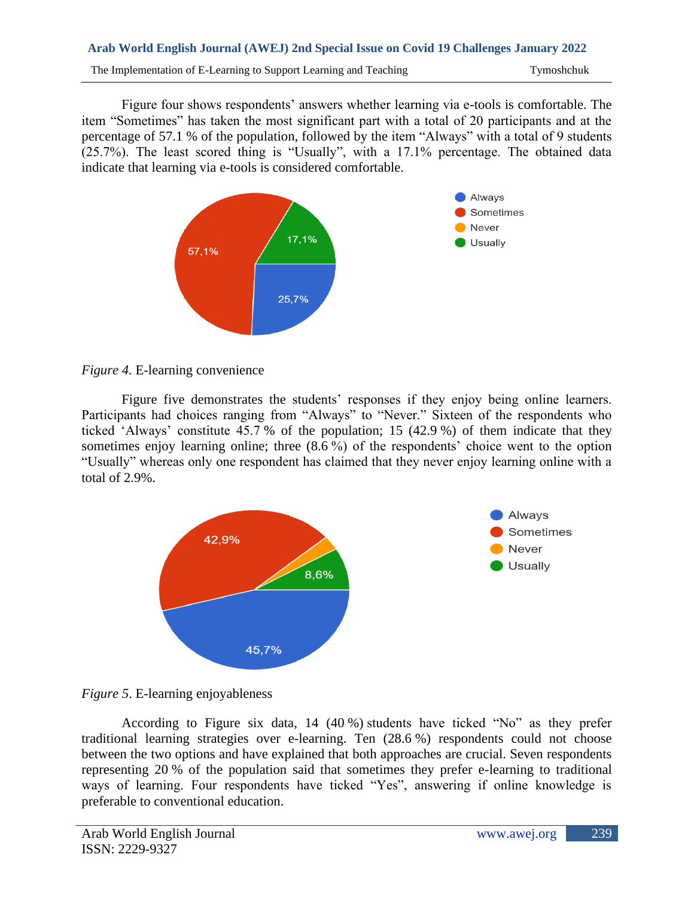Figure four shows respondents' answers whether learning via e-tools is comfortable. The item "Sometimes" has taken the most significant part with a total of 20 participants and at the percentage of 57.1 % of the population, followed by the item "Always" with a total of 9 students (25.7%). The least scored thing is "Usually", with a 17.1% percentage. The obtained data indicate that learning via e-tools is considered comfortable.

*Figure 4.* E-learning convenience

Figure five demonstrates the students' responses if they enjoy being online learners. Participants had choices ranging from "Always" to "Never." Sixteen of the respondents who ticked 'Always' constitute 45.7 % of the population; 15 (42.9 %) of them indicate that they sometimes enjoy learning online; three (8.6 %) of the respondents' choice went to the option "Usually" whereas only one respondent has claimed that they never enjoy learning online with a total of 2.9%.

*Figure 5*. E-learning enjoyableness

According to Figure six data, 14 (40 %) students have ticked "No" as they prefer traditional learning strategies over e-learning. Ten (28.6 %) respondents could not choose between the two options and have explained that both approaches are crucial. Seven respondents representing 20 % of the population said that sometimes they prefer e-learning to traditional ways of learning. Four respondents have ticked "Yes", answering if online knowledge is preferable to conventional education.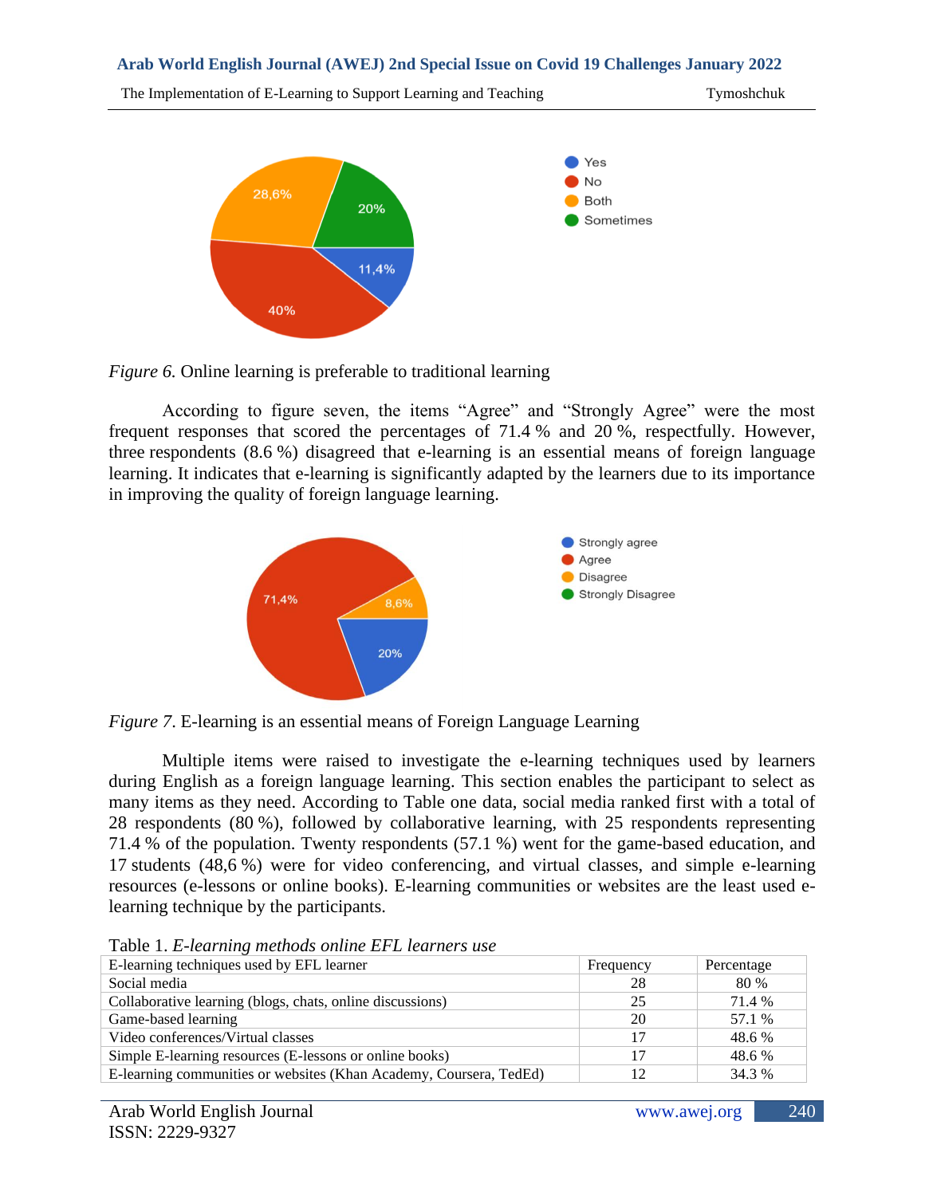*Figure 6.* Online learning is preferable to traditional learning

According to figure seven, the items “Agree” and “Strongly Agree” were the most frequent responses that scored the percentages of 71.4 % and 20 %, respectfully. However, three respondents (8.6 %) disagreed that e-learning is an essential means of foreign language learning. It indicates that e-learning is significantly adapted by the learners due to its importance in improving the quality of foreign language learning.

*Figure 7.* E-learning is an essential means of Foreign Language Learning

Multiple items were raised to investigate the e-learning techniques used by learners during English as a foreign language learning. This section enables the participant to select as many items as they need. According to Table one data, social media ranked first with a total of 28 respondents (80 %), followed by collaborative learning, with 25 respondents representing 71.4 % of the population. Twenty respondents (57.1 %) went for the game-based education, and 17 students (48,6 %) were for video conferencing, and virtual classes, and simple e-learning resources (e-lessons or online books). E-learning communities or websites are the least used e-learning technique by the participants.

Table 1. *E-learning methods online EFL learners use*

| E-learning techniques used by EFL learner | Frequency | Percentage |
|---|---|---|
| Social media | 28 | 80 % |
| Collaborative learning (blogs, chats, online discussions) | 25 | 71.4 % |
| Game-based learning | 20 | 57.1 % |
| Video conferences/Virtual classes | 17 | 48.6 % |
| Simple E-learning resources (E-lessons or online books) | 17 | 48.6 % |
| E-learning communities or websites (Khan Academy, Coursera, TedEd) | 12 | 34.3 % |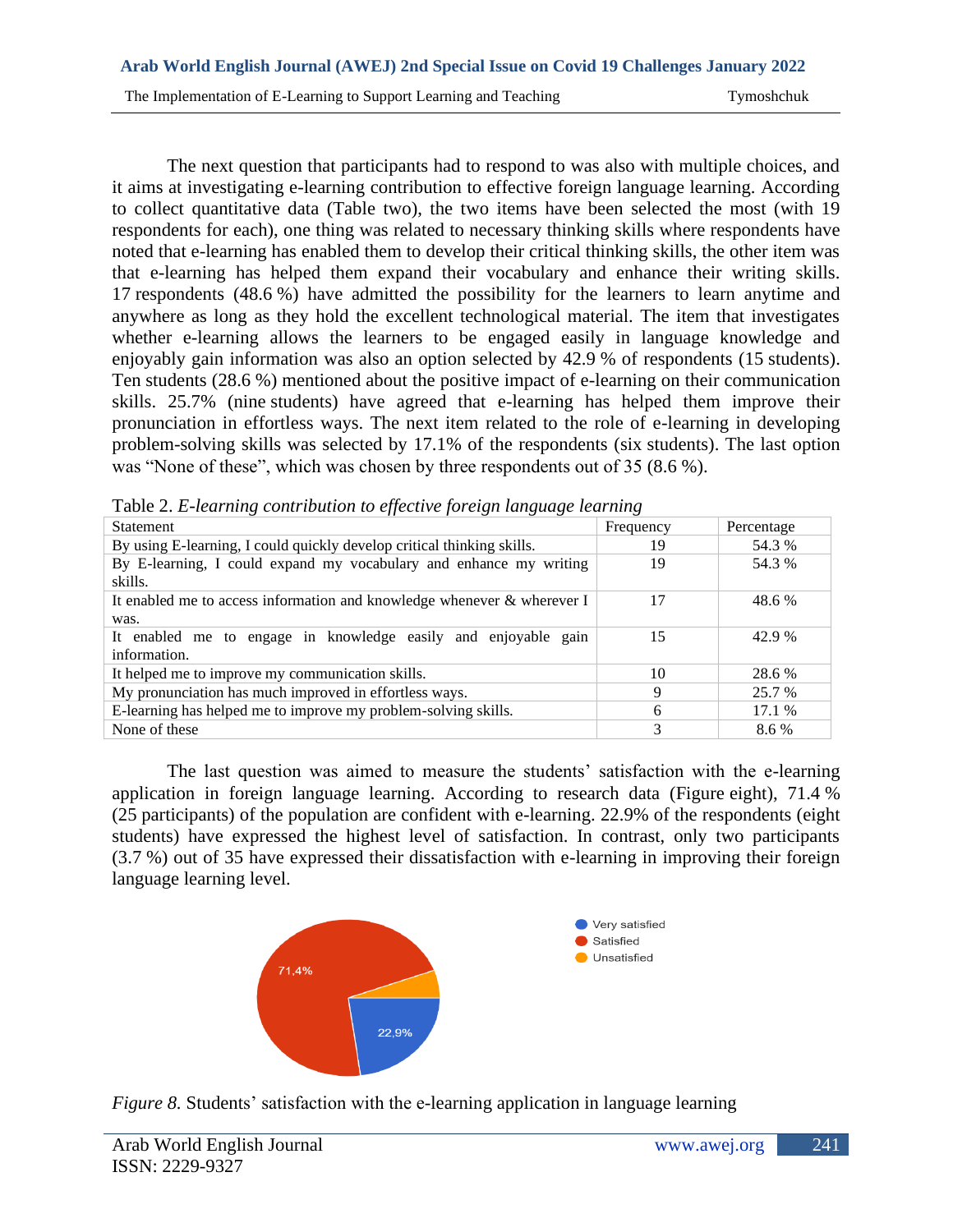The next question that participants had to respond to was also with multiple choices, and it aims at investigating e-learning contribution to effective foreign language learning. According to collect quantitative data (Table two), the two items have been selected the most (with 19 respondents for each), one thing was related to necessary thinking skills where respondents have noted that e-learning has enabled them to develop their critical thinking skills, the other item was that e-learning has helped them expand their vocabulary and enhance their writing skills. 17 respondents (48.6 %) have admitted the possibility for the learners to learn anytime and anywhere as long as they hold the excellent technological material. The item that investigates whether e-learning allows the learners to be engaged easily in language knowledge and enjoyably gain information was also an option selected by 42.9 % of respondents (15 students). Ten students (28.6 %) mentioned about the positive impact of e-learning on their communication skills. 25.7% (nine students) have agreed that e-learning has helped them improve their pronunciation in effortless ways. The next item related to the role of e-learning in developing problem-solving skills was selected by 17.1% of the respondents (six students). The last option was "None of these", which was chosen by three respondents out of 35 (8.6 %).

Table 2. *E-learning contribution to effective foreign language learning*

| Statement | Frequency | Percentage |
|---|---|---|
| By using E-learning, I could quickly develop critical thinking skills. | 19 | 54.3 % |
| By E-learning, I could expand my vocabulary and enhance my writing skills. | 19 | 54.3 % |
| It enabled me to access information and knowledge whenever & wherever I was. | 17 | 48.6 % |
| It enabled me to engage in knowledge easily and enjoyable gain information. | 15 | 42.9 % |
| It helped me to improve my communication skills. | 10 | 28.6 % |
| My pronunciation has much improved in effortless ways. | 9 | 25.7 % |
| E-learning has helped me to improve my problem-solving skills. | 6 | 17.1 % |
| None of these | 3 | 8.6 % |

The last question was aimed to measure the students' satisfaction with the e-learning application in foreign language learning. According to research data (Figure eight), 71.4 % (25 participants) of the population are confident with e-learning. 22.9% of the respondents (eight students) have expressed the highest level of satisfaction. In contrast, only two participants (3.7 %) out of 35 have expressed their dissatisfaction with e-learning in improving their foreign language learning level.

*Figure 8.* Students' satisfaction with the e-learning application in language learning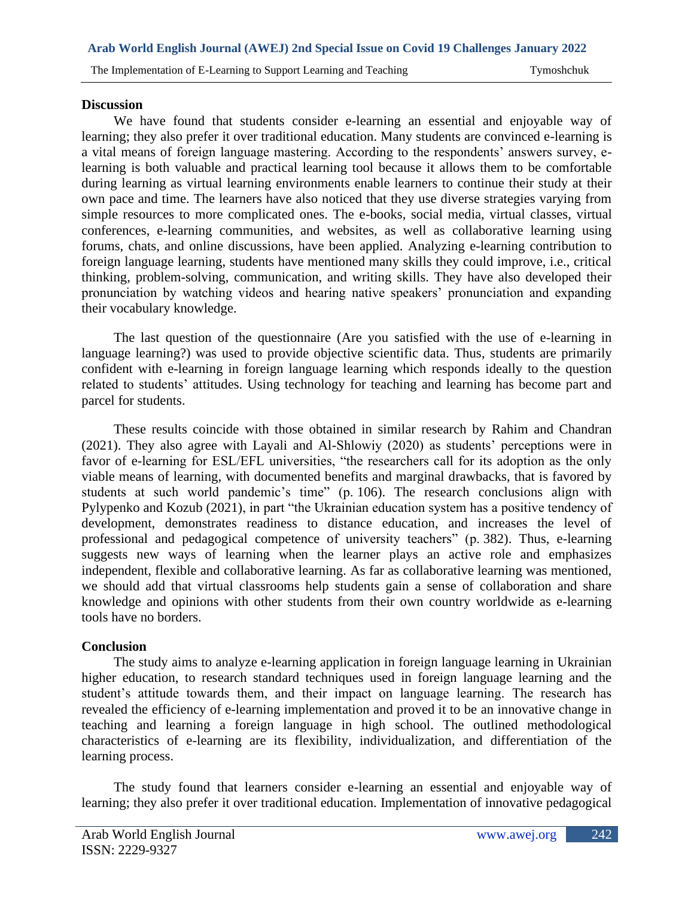## Discussion

We have found that students consider e-learning an essential and enjoyable way of learning; they also prefer it over traditional education. Many students are convinced e-learning is a vital means of foreign language mastering. According to the respondents' answers survey, e-learning is both valuable and practical learning tool because it allows them to be comfortable during learning as virtual learning environments enable learners to continue their study at their own pace and time. The learners have also noticed that they use diverse strategies varying from simple resources to more complicated ones. The e-books, social media, virtual classes, virtual conferences, e-learning communities, and websites, as well as collaborative learning using forums, chats, and online discussions, have been applied. Analyzing e-learning contribution to foreign language learning, students have mentioned many skills they could improve, i.e., critical thinking, problem-solving, communication, and writing skills. They have also developed their pronunciation by watching videos and hearing native speakers' pronunciation and expanding their vocabulary knowledge.

The last question of the questionnaire (Are you satisfied with the use of e-learning in language learning?) was used to provide objective scientific data. Thus, students are primarily confident with e-learning in foreign language learning which responds ideally to the question related to students' attitudes. Using technology for teaching and learning has become part and parcel for students.

These results coincide with those obtained in similar research by Rahim and Chandran (2021). They also agree with Layali and Al-Shlowiy (2020) as students' perceptions were in favor of e-learning for ESL/EFL universities, "the researchers call for its adoption as the only viable means of learning, with documented benefits and marginal drawbacks, that is favored by students at such world pandemic's time" (p. 106). The research conclusions align with Pylypenko and Kozub (2021), in part "the Ukrainian education system has a positive tendency of development, demonstrates readiness to distance education, and increases the level of professional and pedagogical competence of university teachers" (p. 382). Thus, e-learning suggests new ways of learning when the learner plays an active role and emphasizes independent, flexible and collaborative learning. As far as collaborative learning was mentioned, we should add that virtual classrooms help students gain a sense of collaboration and share knowledge and opinions with other students from their own country worldwide as e-learning tools have no borders.

## Conclusion

The study aims to analyze e-learning application in foreign language learning in Ukrainian higher education, to research standard techniques used in foreign language learning and the student's attitude towards them, and their impact on language learning. The research has revealed the efficiency of e-learning implementation and proved it to be an innovative change in teaching and learning a foreign language in high school. The outlined methodological characteristics of e-learning are its flexibility, individualization, and differentiation of the learning process.

The study found that learners consider e-learning an essential and enjoyable way of learning; they also prefer it over traditional education. Implementation of innovative pedagogical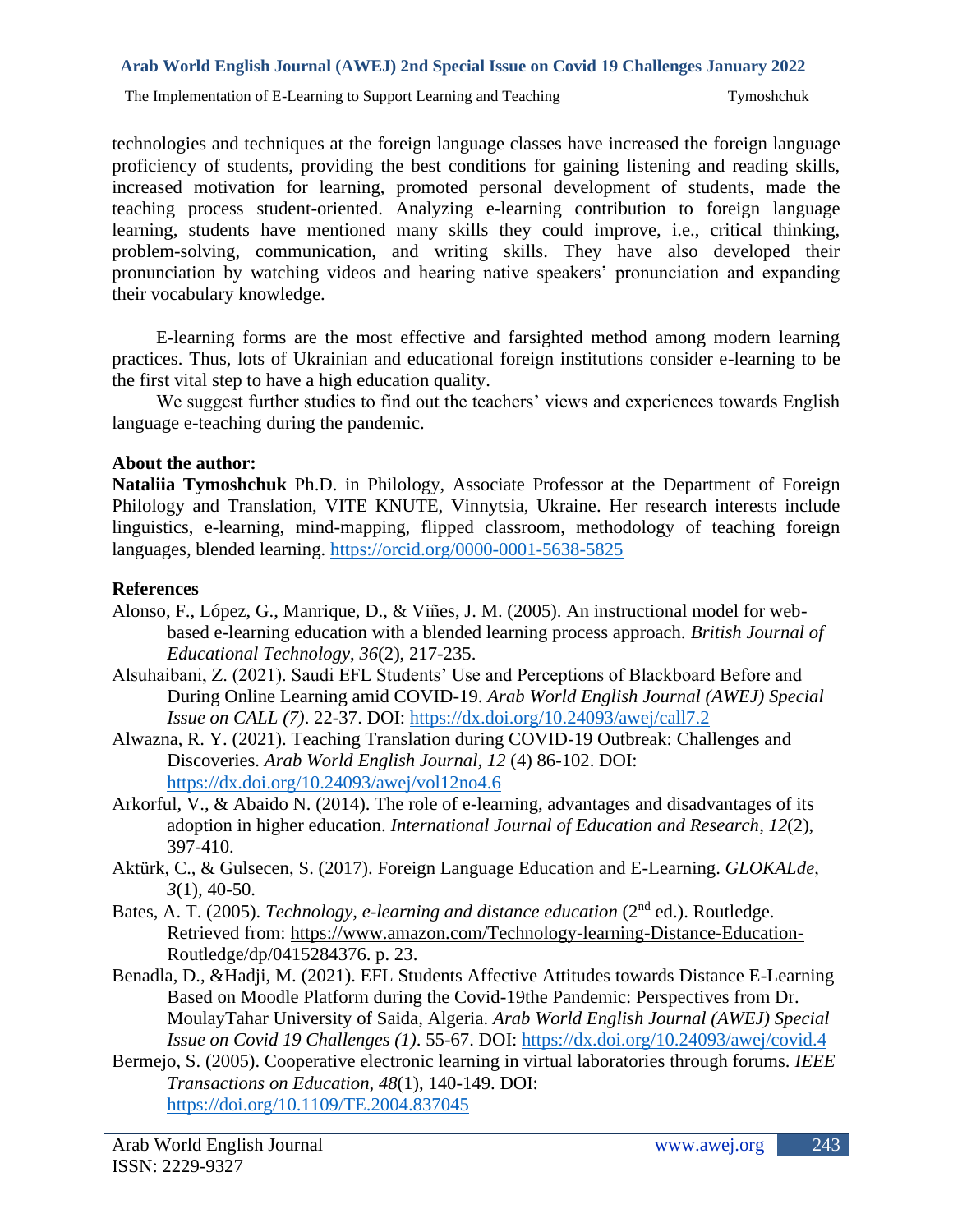technologies and techniques at the foreign language classes have increased the foreign language proficiency of students, providing the best conditions for gaining listening and reading skills, increased motivation for learning, promoted personal development of students, made the teaching process student-oriented. Analyzing e-learning contribution to foreign language learning, students have mentioned many skills they could improve, i.e., critical thinking, problem-solving, communication, and writing skills. They have also developed their pronunciation by watching videos and hearing native speakers' pronunciation and expanding their vocabulary knowledge.

E-learning forms are the most effective and farsighted method among modern learning practices. Thus, lots of Ukrainian and educational foreign institutions consider e-learning to be the first vital step to have a high education quality.

We suggest further studies to find out the teachers' views and experiences towards English language e-teaching during the pandemic.

**About the author:**

**Nataliia Tymoshchuk** Ph.D. in Philology, Associate Professor at the Department of Foreign Philology and Translation, VITE KNUTE, Vinnytsia, Ukraine. Her research interests include linguistics, e-learning, mind-mapping, flipped classroom, methodology of teaching foreign languages, blended learning. https://orcid.org/0000-0001-5638-5825

**References**

Alonso, F., López, G., Manrique, D., & Viñes, J. M. (2005). An instructional model for web-based e-learning education with a blended learning process approach. *British Journal of Educational Technology*, *36*(2), 217-235.

Alsuhaibani, Z. (2021). Saudi EFL Students' Use and Perceptions of Blackboard Before and During Online Learning amid COVID-19. *Arab World English Journal (AWEJ) Special Issue on CALL (7)*. 22-37. DOI: https://dx.doi.org/10.24093/awej/call7.2

Alwazna, R. Y. (2021). Teaching Translation during COVID-19 Outbreak: Challenges and Discoveries. *Arab World English Journal*, *12* (4) 86-102. DOI: https://dx.doi.org/10.24093/awej/vol12no4.6

Arkorful, V., & Abaido N. (2014). The role of e-learning, advantages and disadvantages of its adoption in higher education. *International Journal of Education and Research*, *12*(2), 397-410.

Aktürk, C., & Gulsecen, S. (2017). Foreign Language Education and E-Learning. *GLOKALde*, *3*(1), 40-50.

Bates, A. T. (2005). *Technology, e-learning and distance education* (2nd ed.). Routledge. Retrieved from: https://www.amazon.com/Technology-learning-Distance-Education-Routledge/dp/0415284376. p. 23.

Benadla, D., &Hadji, M. (2021). EFL Students Affective Attitudes towards Distance E-Learning Based on Moodle Platform during the Covid-19the Pandemic: Perspectives from Dr. MoulayTahar University of Saida, Algeria. *Arab World English Journal (AWEJ) Special Issue on Covid 19 Challenges (1)*. 55-67. DOI: https://dx.doi.org/10.24093/awej/covid.4

Bermejo, S. (2005). Cooperative electronic learning in virtual laboratories through forums. *IEEE Transactions on Education*, *48*(1), 140-149. DOI: https://doi.org/10.1109/TE.2004.837045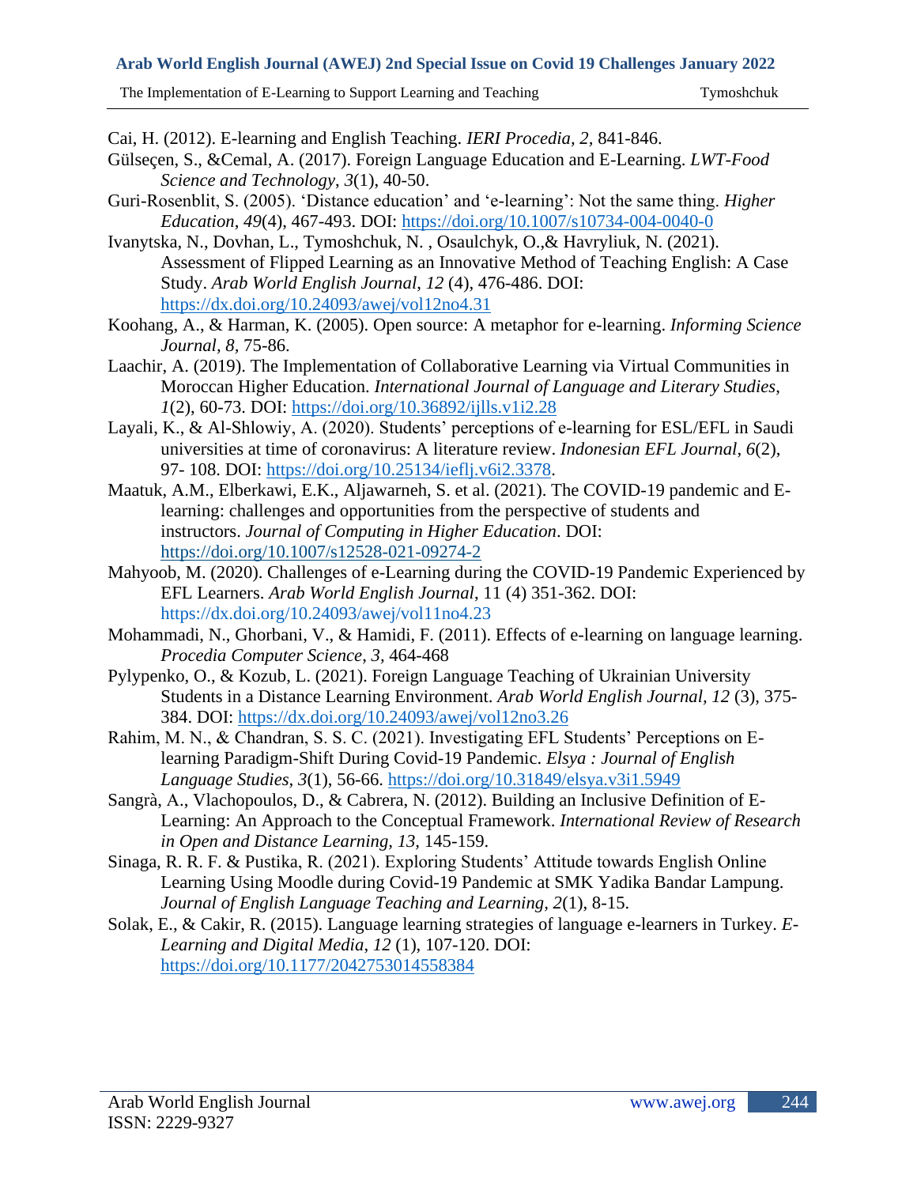Cai, H. (2012). E-learning and English Teaching. *IERI Procedia, 2*, 841-846.

Gülseçen, S., &Cemal, A. (2017). Foreign Language Education and E-Learning. *LWT-Food Science and Technology*, *3*(1), 40-50.

Guri-Rosenblit, S. (2005). 'Distance education' and 'e-learning': Not the same thing. *Higher Education*, *49*(4), 467-493. DOI: https://doi.org/10.1007/s10734-004-0040-0

Ivanytska, N., Dovhan, L., Tymoshchuk, N. , Osaulchyk, O.,& Havryliuk, N. (2021). Assessment of Flipped Learning as an Innovative Method of Teaching English: A Case Study. *Arab World English Journal*, *12* (4), 476-486. DOI: https://dx.doi.org/10.24093/awej/vol12no4.31

Koohang, A., & Harman, K. (2005). Open source: A metaphor for e-learning. *Informing Science Journal, 8*, 75-86.

Laachir, A. (2019). The Implementation of Collaborative Learning via Virtual Communities in Moroccan Higher Education. *International Journal of Language and Literary Studies*, *1*(2), 60-73. DOI: https://doi.org/10.36892/ijlls.v1i2.28

Layali, K., & Al-Shlowiy, A. (2020). Students' perceptions of e-learning for ESL/EFL in Saudi universities at time of coronavirus: A literature review. *Indonesian EFL Journal*, *6*(2), 97- 108. DOI: https://doi.org/10.25134/ieflj.v6i2.3378.

Maatuk, A.M., Elberkawi, E.K., Aljawarneh, S. et al. (2021). The COVID-19 pandemic and E-learning: challenges and opportunities from the perspective of students and instructors. *Journal of Computing in Higher Education*. DOI: https://doi.org/10.1007/s12528-021-09274-2

Mahyoob, M. (2020). Challenges of e-Learning during the COVID-19 Pandemic Experienced by EFL Learners. *Arab World English Journal*, 11 (4) 351-362. DOI: https://dx.doi.org/10.24093/awej/vol11no4.23

Mohammadi, N., Ghorbani, V., & Hamidi, F. (2011). Effects of e-learning on language learning. *Procedia Computer Science*, *3*, 464-468

Pylypenko, O., & Kozub, L. (2021). Foreign Language Teaching of Ukrainian University Students in a Distance Learning Environment. *Arab World English Journal, 12* (3), 375-384. DOI: https://dx.doi.org/10.24093/awej/vol12no3.26

Rahim, M. N., & Chandran, S. S. C. (2021). Investigating EFL Students' Perceptions on E-learning Paradigm-Shift During Covid-19 Pandemic. *Elsya : Journal of English Language Studies*, *3*(1), 56-66. https://doi.org/10.31849/elsya.v3i1.5949

Sangrà, A., Vlachopoulos, D., & Cabrera, N. (2012). Building an Inclusive Definition of E-Learning: An Approach to the Conceptual Framework. *International Review of Research in Open and Distance Learning, 13*, 145-159.

Sinaga, R. R. F. & Pustika, R. (2021). Exploring Students' Attitude towards English Online Learning Using Moodle during Covid-19 Pandemic at SMK Yadika Bandar Lampung. *Journal of English Language Teaching and Learning, 2*(1), 8-15.

Solak, E., & Cakir, R. (2015). Language learning strategies of language e-learners in Turkey. *E-Learning and Digital Media*, *12* (1), 107-120. DOI: https://doi.org/10.1177/2042753014558384